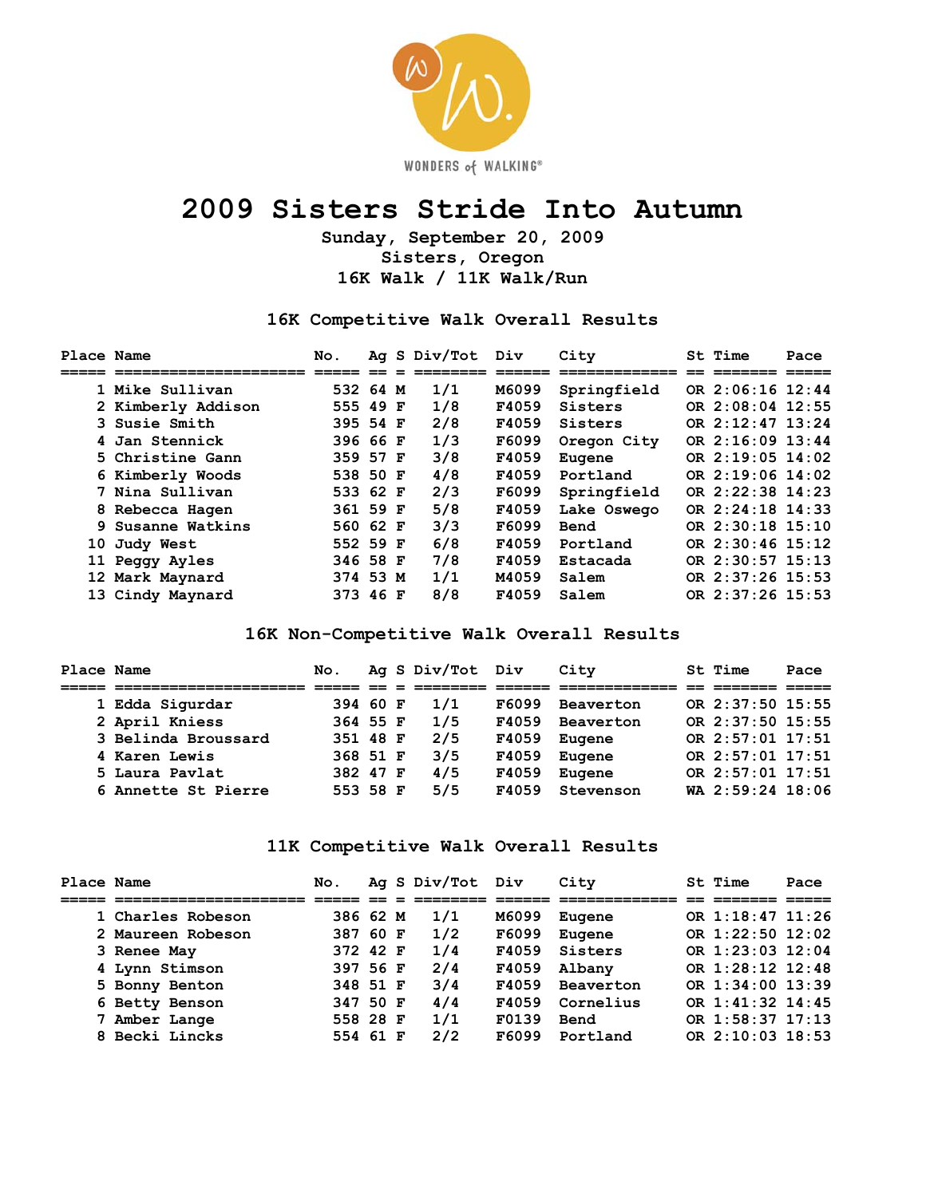WONDERS of WALKING®

# 2009 Sisters Stride Into Autumn

**Sunday, September 20, 2009**
**Sisters, Oregon**
**16K Walk / 11K Walk/Run**

## 16K Competitive Walk Overall Results

| Place | Name | No. | Ag | S | Div/Tot | Div | City | St | Time | Pace |
|---|---|---|---|---|---|---|---|---|---|---|
| 1 | Mike Sullivan | 532 | 64 | M | 1/1 | M6099 | Springfield | OR | 2:06:16 | 12:44 |
| 2 | Kimberly Addison | 555 | 49 | F | 1/8 | F4059 | Sisters | OR | 2:08:04 | 12:55 |
| 3 | Susie Smith | 395 | 54 | F | 2/8 | F4059 | Sisters | OR | 2:12:47 | 13:24 |
| 4 | Jan Stennick | 396 | 66 | F | 1/3 | F6099 | Oregon City | OR | 2:16:09 | 13:44 |
| 5 | Christine Gann | 359 | 57 | F | 3/8 | F4059 | Eugene | OR | 2:19:05 | 14:02 |
| 6 | Kimberly Woods | 538 | 50 | F | 4/8 | F4059 | Portland | OR | 2:19:06 | 14:02 |
| 7 | Nina Sullivan | 533 | 62 | F | 2/3 | F6099 | Springfield | OR | 2:22:38 | 14:23 |
| 8 | Rebecca Hagen | 361 | 59 | F | 5/8 | F4059 | Lake Oswego | OR | 2:24:18 | 14:33 |
| 9 | Susanne Watkins | 560 | 62 | F | 3/3 | F6099 | Bend | OR | 2:30:18 | 15:10 |
| 10 | Judy West | 552 | 59 | F | 6/8 | F4059 | Portland | OR | 2:30:46 | 15:12 |
| 11 | Peggy Ayles | 346 | 58 | F | 7/8 | F4059 | Estacada | OR | 2:30:57 | 15:13 |
| 12 | Mark Maynard | 374 | 53 | M | 1/1 | M4059 | Salem | OR | 2:37:26 | 15:53 |
| 13 | Cindy Maynard | 373 | 46 | F | 8/8 | F4059 | Salem | OR | 2:37:26 | 15:53 |

## 16K Non-Competitive Walk Overall Results

| Place | Name | No. | Ag | S | Div/Tot | Div | City | St | Time | Pace |
|---|---|---|---|---|---|---|---|---|---|---|
| 1 | Edda Sigurdar | 394 | 60 | F | 1/1 | F6099 | Beaverton | OR | 2:37:50 | 15:55 |
| 2 | April Kniess | 364 | 55 | F | 1/5 | F4059 | Beaverton | OR | 2:37:50 | 15:55 |
| 3 | Belinda Broussard | 351 | 48 | F | 2/5 | F4059 | Eugene | OR | 2:57:01 | 17:51 |
| 4 | Karen Lewis | 368 | 51 | F | 3/5 | F4059 | Eugene | OR | 2:57:01 | 17:51 |
| 5 | Laura Pavlat | 382 | 47 | F | 4/5 | F4059 | Eugene | OR | 2:57:01 | 17:51 |
| 6 | Annette St Pierre | 553 | 58 | F | 5/5 | F4059 | Stevenson | WA | 2:59:24 | 18:06 |

## 11K Competitive Walk Overall Results

| Place | Name | No. | Ag | S | Div/Tot | Div | City | St | Time | Pace |
|---|---|---|---|---|---|---|---|---|---|---|
| 1 | Charles Robeson | 386 | 62 | M | 1/1 | M6099 | Eugene | OR | 1:18:47 | 11:26 |
| 2 | Maureen Robeson | 387 | 60 | F | 1/2 | F6099 | Eugene | OR | 1:22:50 | 12:02 |
| 3 | Renee May | 372 | 42 | F | 1/4 | F4059 | Sisters | OR | 1:23:03 | 12:04 |
| 4 | Lynn Stimson | 397 | 56 | F | 2/4 | F4059 | Albany | OR | 1:28:12 | 12:48 |
| 5 | Bonny Benton | 348 | 51 | F | 3/4 | F4059 | Beaverton | OR | 1:34:00 | 13:39 |
| 6 | Betty Benson | 347 | 50 | F | 4/4 | F4059 | Cornelius | OR | 1:41:32 | 14:45 |
| 7 | Amber Lange | 558 | 28 | F | 1/1 | F0139 | Bend | OR | 1:58:37 | 17:13 |
| 8 | Becki Lincks | 554 | 61 | F | 2/2 | F6099 | Portland | OR | 2:10:03 | 18:53 |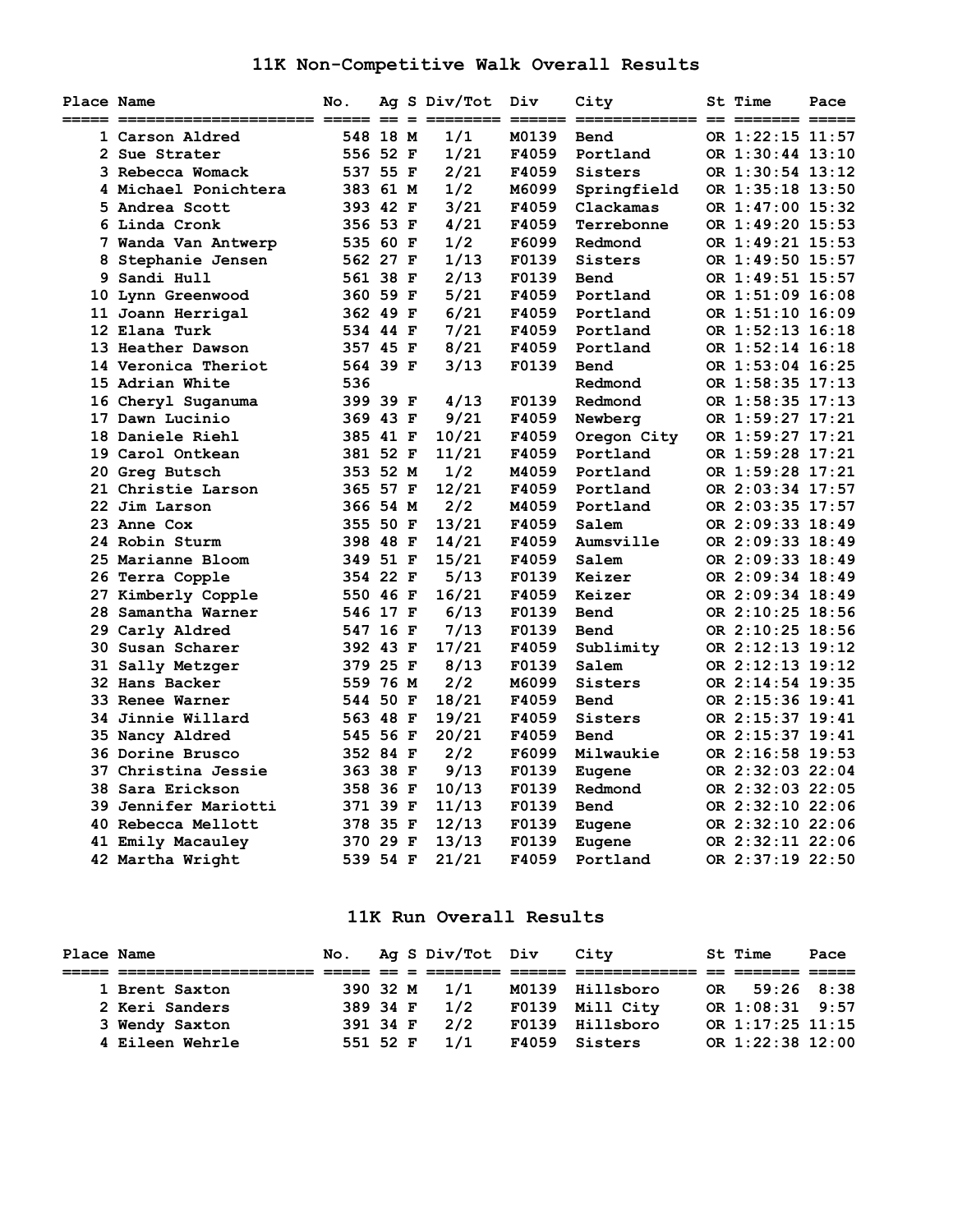## 11K Non-Competitive Walk Overall Results

| Place | Name | No. | Ag | S | Div/Tot | Div | City | St | Time | Pace |
|---|---|---|---|---|---|---|---|---|---|---|
| 1 | Carson Aldred | 548 | 18 | M | 1/1 | M0139 | Bend | OR | 1:22:15 | 11:57 |
| 2 | Sue Strater | 556 | 52 | F | 1/21 | F4059 | Portland | OR | 1:30:44 | 13:10 |
| 3 | Rebecca Womack | 537 | 55 | F | 2/21 | F4059 | Sisters | OR | 1:30:54 | 13:12 |
| 4 | Michael Ponichtera | 383 | 61 | M | 1/2 | M6099 | Springfield | OR | 1:35:18 | 13:50 |
| 5 | Andrea Scott | 393 | 42 | F | 3/21 | F4059 | Clackamas | OR | 1:47:00 | 15:32 |
| 6 | Linda Cronk | 356 | 53 | F | 4/21 | F4059 | Terrebonne | OR | 1:49:20 | 15:53 |
| 7 | Wanda Van Antwerp | 535 | 60 | F | 1/2 | F6099 | Redmond | OR | 1:49:21 | 15:53 |
| 8 | Stephanie Jensen | 562 | 27 | F | 1/13 | F0139 | Sisters | OR | 1:49:50 | 15:57 |
| 9 | Sandi Hull | 561 | 38 | F | 2/13 | F0139 | Bend | OR | 1:49:51 | 15:57 |
| 10 | Lynn Greenwood | 360 | 59 | F | 5/21 | F4059 | Portland | OR | 1:51:09 | 16:08 |
| 11 | Joann Herrigal | 362 | 49 | F | 6/21 | F4059 | Portland | OR | 1:51:10 | 16:09 |
| 12 | Elana Turk | 534 | 44 | F | 7/21 | F4059 | Portland | OR | 1:52:13 | 16:18 |
| 13 | Heather Dawson | 357 | 45 | F | 8/21 | F4059 | Portland | OR | 1:52:14 | 16:18 |
| 14 | Veronica Theriot | 564 | 39 | F | 3/13 | F0139 | Bend | OR | 1:53:04 | 16:25 |
| 15 | Adrian White | 536 | | | | | Redmond | OR | 1:58:35 | 17:13 |
| 16 | Cheryl Suganuma | 399 | 39 | F | 4/13 | F0139 | Redmond | OR | 1:58:35 | 17:13 |
| 17 | Dawn Lucinio | 369 | 43 | F | 9/21 | F4059 | Newberg | OR | 1:59:27 | 17:21 |
| 18 | Daniele Riehl | 385 | 41 | F | 10/21 | F4059 | Oregon City | OR | 1:59:27 | 17:21 |
| 19 | Carol Ontkean | 381 | 52 | F | 11/21 | F4059 | Portland | OR | 1:59:28 | 17:21 |
| 20 | Greg Butsch | 353 | 52 | M | 1/2 | M4059 | Portland | OR | 1:59:28 | 17:21 |
| 21 | Christie Larson | 365 | 57 | F | 12/21 | F4059 | Portland | OR | 2:03:34 | 17:57 |
| 22 | Jim Larson | 366 | 54 | M | 2/2 | M4059 | Portland | OR | 2:03:35 | 17:57 |
| 23 | Anne Cox | 355 | 50 | F | 13/21 | F4059 | Salem | OR | 2:09:33 | 18:49 |
| 24 | Robin Sturm | 398 | 48 | F | 14/21 | F4059 | Aumsville | OR | 2:09:33 | 18:49 |
| 25 | Marianne Bloom | 349 | 51 | F | 15/21 | F4059 | Salem | OR | 2:09:33 | 18:49 |
| 26 | Terra Copple | 354 | 22 | F | 5/13 | F0139 | Keizer | OR | 2:09:34 | 18:49 |
| 27 | Kimberly Copple | 550 | 46 | F | 16/21 | F4059 | Keizer | OR | 2:09:34 | 18:49 |
| 28 | Samantha Warner | 546 | 17 | F | 6/13 | F0139 | Bend | OR | 2:10:25 | 18:56 |
| 29 | Carly Aldred | 547 | 16 | F | 7/13 | F0139 | Bend | OR | 2:10:25 | 18:56 |
| 30 | Susan Scharer | 392 | 43 | F | 17/21 | F4059 | Sublimity | OR | 2:12:13 | 19:12 |
| 31 | Sally Metzger | 379 | 25 | F | 8/13 | F0139 | Salem | OR | 2:12:13 | 19:12 |
| 32 | Hans Backer | 559 | 76 | M | 2/2 | M6099 | Sisters | OR | 2:14:54 | 19:35 |
| 33 | Renee Warner | 544 | 50 | F | 18/21 | F4059 | Bend | OR | 2:15:36 | 19:41 |
| 34 | Jinnie Willard | 563 | 48 | F | 19/21 | F4059 | Sisters | OR | 2:15:37 | 19:41 |
| 35 | Nancy Aldred | 545 | 56 | F | 20/21 | F4059 | Bend | OR | 2:15:37 | 19:41 |
| 36 | Dorine Brusco | 352 | 84 | F | 2/2 | F6099 | Milwaukie | OR | 2:16:58 | 19:53 |
| 37 | Christina Jessie | 363 | 38 | F | 9/13 | F0139 | Eugene | OR | 2:32:03 | 22:04 |
| 38 | Sara Erickson | 358 | 36 | F | 10/13 | F0139 | Redmond | OR | 2:32:03 | 22:05 |
| 39 | Jennifer Mariotti | 371 | 39 | F | 11/13 | F0139 | Bend | OR | 2:32:10 | 22:06 |
| 40 | Rebecca Mellott | 378 | 35 | F | 12/13 | F0139 | Eugene | OR | 2:32:10 | 22:06 |
| 41 | Emily Macauley | 370 | 29 | F | 13/13 | F0139 | Eugene | OR | 2:32:11 | 22:06 |
| 42 | Martha Wright | 539 | 54 | F | 21/21 | F4059 | Portland | OR | 2:37:19 | 22:50 |

## 11K Run Overall Results

| Place | Name | No. | Ag | S | Div/Tot | Div | City | St | Time | Pace |
|---|---|---|---|---|---|---|---|---|---|---|
| 1 | Brent Saxton | 390 | 32 | M | 1/1 | M0139 | Hillsboro | OR | 59:26 | 8:38 |
| 2 | Keri Sanders | 389 | 34 | F | 1/2 | F0139 | Mill City | OR | 1:08:31 | 9:57 |
| 3 | Wendy Saxton | 391 | 34 | F | 2/2 | F0139 | Hillsboro | OR | 1:17:25 | 11:15 |
| 4 | Eileen Wehrle | 551 | 52 | F | 1/1 | F4059 | Sisters | OR | 1:22:38 | 12:00 |